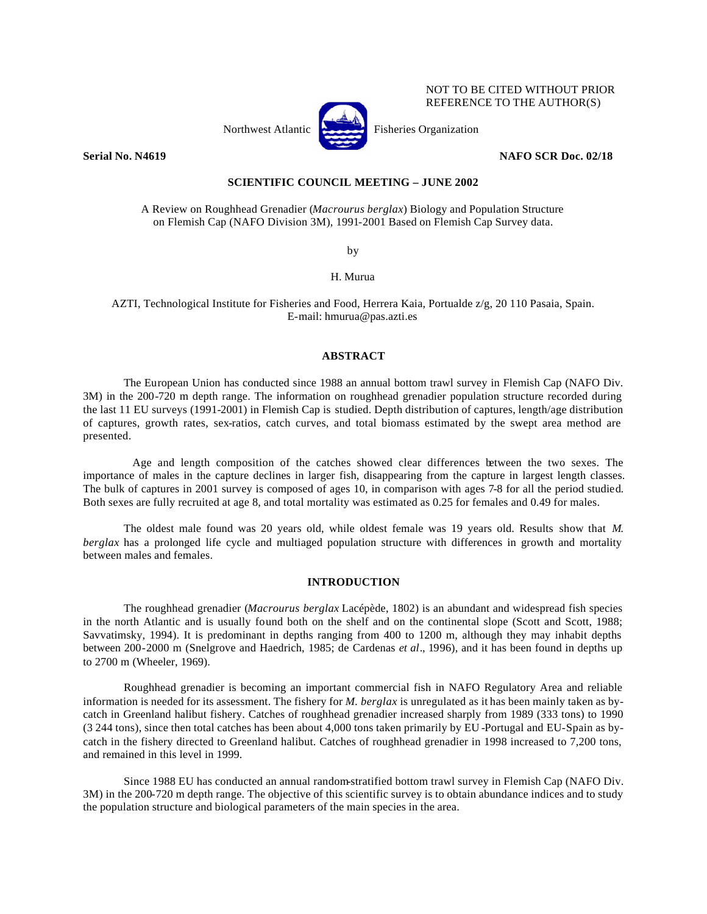NOT TO BE CITED WITHOUT PRIOR REFERENCE TO THE AUTHOR(S)

Northwest Atlantic Fisheries Organization

**Serial No. N4619** **NAFO SCR Doc. 02/18**

**SCIENTIFIC COUNCIL MEETING – JUNE 2002**

A Review on Roughhead Grenadier (*Macrourus berglax*) Biology and Population Structure on Flemish Cap (NAFO Division 3M), 1991-2001 Based on Flemish Cap Survey data.

by

H. Murua

AZTI, Technological Institute for Fisheries and Food, Herrera Kaia, Portualde z/g, 20 110 Pasaia, Spain.
E-mail: hmurua@pas.azti.es

## ABSTRACT

The European Union has conducted since 1988 an annual bottom trawl survey in Flemish Cap (NAFO Div. 3M) in the 200-720 m depth range. The information on roughhead grenadier population structure recorded during the last 11 EU surveys (1991-2001) in Flemish Cap is studied. Depth distribution of captures, length/age distribution of captures, growth rates, sex-ratios, catch curves, and total biomass estimated by the swept area method are presented.

Age and length composition of the catches showed clear differences between the two sexes. The importance of males in the capture declines in larger fish, disappearing from the capture in largest length classes. The bulk of captures in 2001 survey is composed of ages 10, in comparison with ages 7-8 for all the period studied. Both sexes are fully recruited at age 8, and total mortality was estimated as 0.25 for females and 0.49 for males.

The oldest male found was 20 years old, while oldest female was 19 years old. Results show that *M. berglax* has a prolonged life cycle and multiaged population structure with differences in growth and mortality between males and females.

## INTRODUCTION

The roughhead grenadier (*Macrourus berglax* Lacépède, 1802) is an abundant and widespread fish species in the north Atlantic and is usually found both on the shelf and on the continental slope (Scott and Scott, 1988; Savvatimsky, 1994). It is predominant in depths ranging from 400 to 1200 m, although they may inhabit depths between 200-2000 m (Snelgrove and Haedrich, 1985; de Cardenas *et al*., 1996), and it has been found in depths up to 2700 m (Wheeler, 1969).

Roughhead grenadier is becoming an important commercial fish in NAFO Regulatory Area and reliable information is needed for its assessment. The fishery for *M. berglax* is unregulated as it has been mainly taken as by-catch in Greenland halibut fishery. Catches of roughhead grenadier increased sharply from 1989 (333 tons) to 1990 (3 244 tons), since then total catches has been about 4,000 tons taken primarily by EU-Portugal and EU-Spain as by-catch in the fishery directed to Greenland halibut. Catches of roughhead grenadier in 1998 increased to 7,200 tons, and remained in this level in 1999.

Since 1988 EU has conducted an annual random-stratified bottom trawl survey in Flemish Cap (NAFO Div. 3M) in the 200-720 m depth range. The objective of this scientific survey is to obtain abundance indices and to study the population structure and biological parameters of the main species in the area.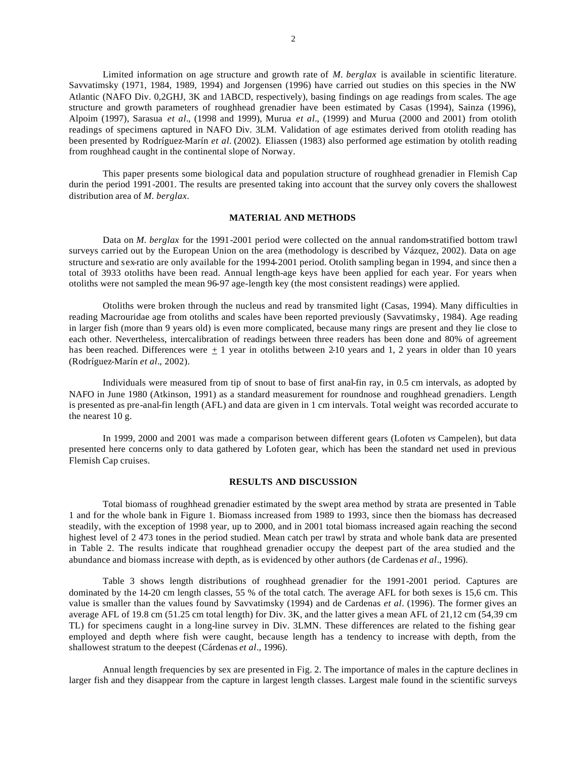Limited information on age structure and growth rate of *M. berglax* is available in scientific literature. Savvatimsky (1971, 1984, 1989, 1994) and Jorgensen (1996) have carried out studies on this species in the NW Atlantic (NAFO Div. 0,2GHJ, 3K and 1ABCD, respectively), basing findings on age readings from scales. The age structure and growth parameters of roughhead grenadier have been estimated by Casas (1994), Sainza (1996), Alpoim (1997), Sarasua *et al*., (1998 and 1999), Murua *et al*., (1999) and Murua (2000 and 2001) from otolith readings of specimens captured in NAFO Div. 3LM. Validation of age estimates derived from otolith reading has been presented by Rodríguez-Marín *et al*. (2002). Eliassen (1983) also performed age estimation by otolith reading from roughhead caught in the continental slope of Norway.

This paper presents some biological data and population structure of roughhead grenadier in Flemish Cap durin the period 1991-2001. The results are presented taking into account that the survey only covers the shallowest distribution area of *M. berglax*.

## MATERIAL AND METHODS

Data on *M. berglax* for the 1991-2001 period were collected on the annual random-stratified bottom trawl surveys carried out by the European Union on the area (methodology is described by Vázquez, 2002). Data on age structure and sex-ratio are only available for the 1994-2001 period. Otolith sampling began in 1994, and since then a total of 3933 otoliths have been read. Annual length-age keys have been applied for each year. For years when otoliths were not sampled the mean 96-97 age-length key (the most consistent readings) were applied.

Otoliths were broken through the nucleus and read by transmited light (Casas, 1994). Many difficulties in reading Macrouridae age from otoliths and scales have been reported previously (Savvatimsky, 1984). Age reading in larger fish (more than 9 years old) is even more complicated, because many rings are present and they lie close to each other. Nevertheless, intercalibration of readings between three readers has been done and 80% of agreement has been reached. Differences were $\pm$ 1 year in otoliths between 2-10 years and 1, 2 years in older than 10 years (Rodríguez-Marín *et al*., 2002).

Individuals were measured from tip of snout to base of first anal-fin ray, in 0.5 cm intervals, as adopted by NAFO in June 1980 (Atkinson, 1991) as a standard measurement for roundnose and roughhead grenadiers. Length is presented as pre-anal-fin length (AFL) and data are given in 1 cm intervals. Total weight was recorded accurate to the nearest 10 g.

In 1999, 2000 and 2001 was made a comparison between different gears (Lofoten *vs* Campelen), but data presented here concerns only to data gathered by Lofoten gear, which has been the standard net used in previous Flemish Cap cruises.

## RESULTS AND DISCUSSION

Total biomass of roughhead grenadier estimated by the swept area method by strata are presented in Table 1 and for the whole bank in Figure 1. Biomass increased from 1989 to 1993, since then the biomass has decreased steadily, with the exception of 1998 year, up to 2000, and in 2001 total biomass increased again reaching the second highest level of 2 473 tones in the period studied. Mean catch per trawl by strata and whole bank data are presented in Table 2. The results indicate that roughhead grenadier occupy the deepest part of the area studied and the abundance and biomass increase with depth, as is evidenced by other authors (de Cardenas *et al*., 1996).

Table 3 shows length distributions of roughhead grenadier for the 1991-2001 period. Captures are dominated by the 14-20 cm length classes, 55 % of the total catch. The average AFL for both sexes is 15,6 cm. This value is smaller than the values found by Savvatimsky (1994) and de Cardenas *et al*. (1996). The former gives an average AFL of 19.8 cm (51.25 cm total length) for Div. 3K, and the latter gives a mean AFL of 21,12 cm (54,39 cm TL) for specimens caught in a long-line survey in Div. 3LMN. These differences are related to the fishing gear employed and depth where fish were caught, because length has a tendency to increase with depth, from the shallowest stratum to the deepest (Cárdenas *et al*., 1996).

Annual length frequencies by sex are presented in Fig. 2. The importance of males in the capture declines in larger fish and they disappear from the capture in largest length classes. Largest male found in the scientific surveys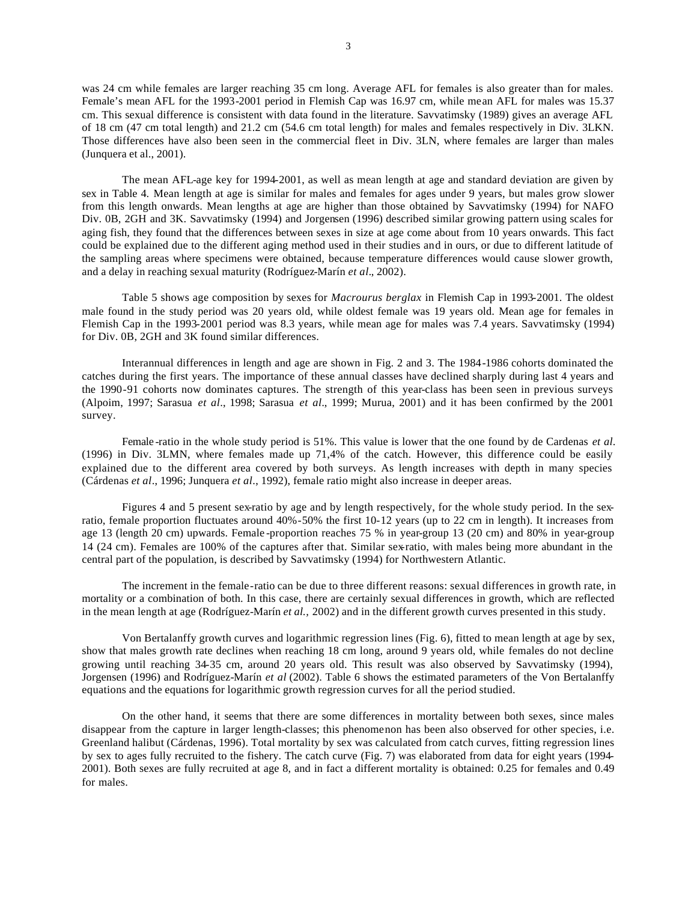was 24 cm while females are larger reaching 35 cm long. Average AFL for females is also greater than for males. Female's mean AFL for the 1993-2001 period in Flemish Cap was 16.97 cm, while mean AFL for males was 15.37 cm. This sexual difference is consistent with data found in the literature. Savvatimsky (1989) gives an average AFL of 18 cm (47 cm total length) and 21.2 cm (54.6 cm total length) for males and females respectively in Div. 3LKN. Those differences have also been seen in the commercial fleet in Div. 3LN, where females are larger than males (Junquera et al., 2001).

The mean AFL-age key for 1994-2001, as well as mean length at age and standard deviation are given by sex in Table 4. Mean length at age is similar for males and females for ages under 9 years, but males grow slower from this length onwards. Mean lengths at age are higher than those obtained by Savvatimsky (1994) for NAFO Div. 0B, 2GH and 3K. Savvatimsky (1994) and Jorgensen (1996) described similar growing pattern using scales for aging fish, they found that the differences between sexes in size at age come about from 10 years onwards. This fact could be explained due to the different aging method used in their studies and in ours, or due to different latitude of the sampling areas where specimens were obtained, because temperature differences would cause slower growth, and a delay in reaching sexual maturity (Rodríguez-Marín *et al*., 2002).

Table 5 shows age composition by sexes for *Macrourus berglax* in Flemish Cap in 1993-2001. The oldest male found in the study period was 20 years old, while oldest female was 19 years old. Mean age for females in Flemish Cap in the 1993-2001 period was 8.3 years, while mean age for males was 7.4 years. Savvatimsky (1994) for Div. 0B, 2GH and 3K found similar differences.

Interannual differences in length and age are shown in Fig. 2 and 3. The 1984-1986 cohorts dominated the catches during the first years. The importance of these annual classes have declined sharply during last 4 years and the 1990-91 cohorts now dominates captures. The strength of this year-class has been seen in previous surveys (Alpoim, 1997; Sarasua *et al*., 1998; Sarasua *et al*., 1999; Murua, 2001) and it has been confirmed by the 2001 survey.

Female-ratio in the whole study period is 51%. This value is lower that the one found by de Cardenas *et al*. (1996) in Div. 3LMN, where females made up 71,4% of the catch. However, this difference could be easily explained due to the different area covered by both surveys. As length increases with depth in many species (Cárdenas *et al*., 1996; Junquera *et al*., 1992), female ratio might also increase in deeper areas.

Figures 4 and 5 present sex-ratio by age and by length respectively, for the whole study period. In the sex-ratio, female proportion fluctuates around 40%-50% the first 10-12 years (up to 22 cm in length). It increases from age 13 (length 20 cm) upwards. Female-proportion reaches 75 % in year-group 13 (20 cm) and 80% in year-group 14 (24 cm). Females are 100% of the captures after that. Similar sex-ratio, with males being more abundant in the central part of the population, is described by Savvatimsky (1994) for Northwestern Atlantic.

The increment in the female-ratio can be due to three different reasons: sexual differences in growth rate, in mortality or a combination of both. In this case, there are certainly sexual differences in growth, which are reflected in the mean length at age (Rodríguez-Marín *et al.,* 2002) and in the different growth curves presented in this study.

Von Bertalanffy growth curves and logarithmic regression lines (Fig. 6), fitted to mean length at age by sex, show that males growth rate declines when reaching 18 cm long, around 9 years old, while females do not decline growing until reaching 34-35 cm, around 20 years old. This result was also observed by Savvatimsky (1994), Jorgensen (1996) and Rodríguez-Marín *et al* (2002). Table 6 shows the estimated parameters of the Von Bertalanffy equations and the equations for logarithmic growth regression curves for all the period studied.

On the other hand, it seems that there are some differences in mortality between both sexes, since males disappear from the capture in larger length-classes; this phenomenon has been also observed for other species, i.e. Greenland halibut (Cárdenas, 1996). Total mortality by sex was calculated from catch curves, fitting regression lines by sex to ages fully recruited to the fishery. The catch curve (Fig. 7) was elaborated from data for eight years (1994-2001). Both sexes are fully recruited at age 8, and in fact a different mortality is obtained: 0.25 for females and 0.49 for males.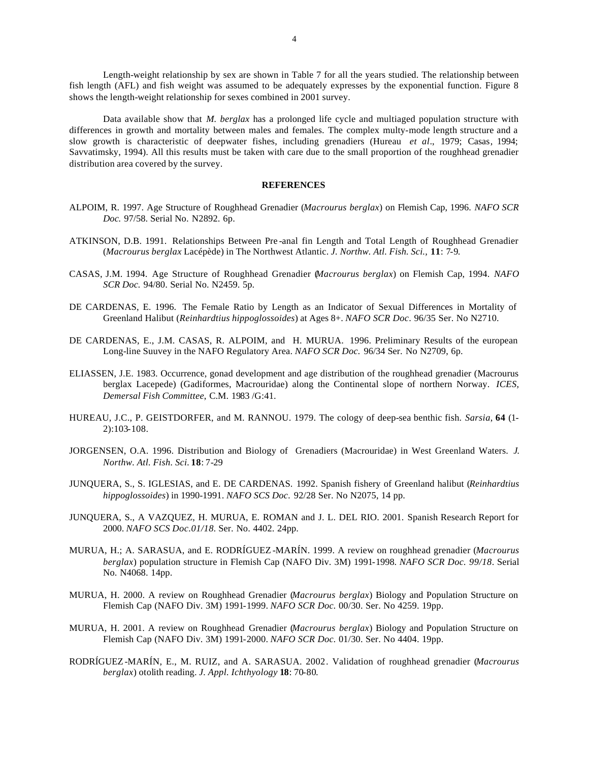Length-weight relationship by sex are shown in Table 7 for all the years studied. The relationship between fish length (AFL) and fish weight was assumed to be adequately expresses by the exponential function. Figure 8 shows the length-weight relationship for sexes combined in 2001 survey.

Data available show that *M. berglax* has a prolonged life cycle and multiaged population structure with differences in growth and mortality between males and females. The complex multy-mode length structure and a slow growth is characteristic of deepwater fishes, including grenadiers (Hureau *et al*., 1979; Casas, 1994; Savvatimsky, 1994). All this results must be taken with care due to the small proportion of the roughhead grenadier distribution area covered by the survey.

## REFERENCES

ALPOIM, R. 1997. Age Structure of Roughhead Grenadier (*Macrourus berglax*) on Flemish Cap, 1996. *NAFO SCR Doc.* 97/58. Serial No. N2892. 6p.

ATKINSON, D.B. 1991. Relationships Between Pre-anal fin Length and Total Length of Roughhead Grenadier (*Macrourus berglax* Lacépède) in The Northwest Atlantic. *J. Northw. Atl. Fish. Sci.,* **11**: 7-9.

CASAS, J.M. 1994. Age Structure of Roughhead Grenadier (*Macrourus berglax*) on Flemish Cap, 1994. *NAFO SCR Doc.* 94/80. Serial No. N2459. 5p.

DE CARDENAS, E. 1996. The Female Ratio by Length as an Indicator of Sexual Differences in Mortality of Greenland Halibut (*Reinhardtius hippoglossoides*) at Ages 8+. *NAFO SCR Doc*. 96/35 Ser. No N2710.

DE CARDENAS, E., J.M. CASAS, R. ALPOIM, and H. MURUA. 1996. Preliminary Results of the european Long-line Suuvey in the NAFO Regulatory Area. *NAFO SCR Doc.* 96/34 Ser. No N2709, 6p.

ELIASSEN, J.E. 1983. Occurrence, gonad development and age distribution of the roughhead grenadier (Macrourus berglax Lacepede) (Gadiformes, Macrouridae) along the Continental slope of northern Norway. *ICES, Demersal Fish Committee*, C.M. 1983 /G:41.

HUREAU, J.C., P. GEISTDORFER, and M. RANNOU. 1979. The cology of deep-sea benthic fish. *Sarsia*, **64** (1-2):103-108.

JORGENSEN, O.A. 1996. Distribution and Biology of Grenadiers (Macrouridae) in West Greenland Waters. *J. Northw. Atl. Fish. Sci.* **18**: 7-29

JUNQUERA, S., S. IGLESIAS, and E. DE CARDENAS. 1992. Spanish fishery of Greenland halibut (*Reinhardtius hippoglossoides*) in 1990-1991. *NAFO SCS Doc*. 92/28 Ser. No N2075, 14 pp.

JUNQUERA, S., A VAZQUEZ, H. MURUA, E. ROMAN and J. L. DEL RIO. 2001. Spanish Research Report for 2000. *NAFO SCS Doc.01/18*. Ser. No. 4402. 24pp.

MURUA, H.; A. SARASUA, and E. RODRÍGUEZ-MARÍN. 1999. A review on roughhead grenadier (*Macrourus berglax*) population structure in Flemish Cap (NAFO Div. 3M) 1991-1998. *NAFO SCR Doc. 99/18*. Serial No. N4068. 14pp.

MURUA, H. 2000. A review on Roughhead Grenadier (*Macrourus berglax*) Biology and Population Structure on Flemish Cap (NAFO Div. 3M) 1991-1999. *NAFO SCR Doc.* 00/30. Ser. No 4259. 19pp.

MURUA, H. 2001. A review on Roughhead Grenadier (*Macrourus berglax*) Biology and Population Structure on Flemish Cap (NAFO Div. 3M) 1991-2000. *NAFO SCR Doc.* 01/30. Ser. No 4404. 19pp.

RODRÍGUEZ-MARÍN, E., M. RUIZ, and A. SARASUA. 2002. Validation of roughhead grenadier (*Macrourus berglax*) otolith reading. *J. Appl. Ichthyology* **18**: 70-80.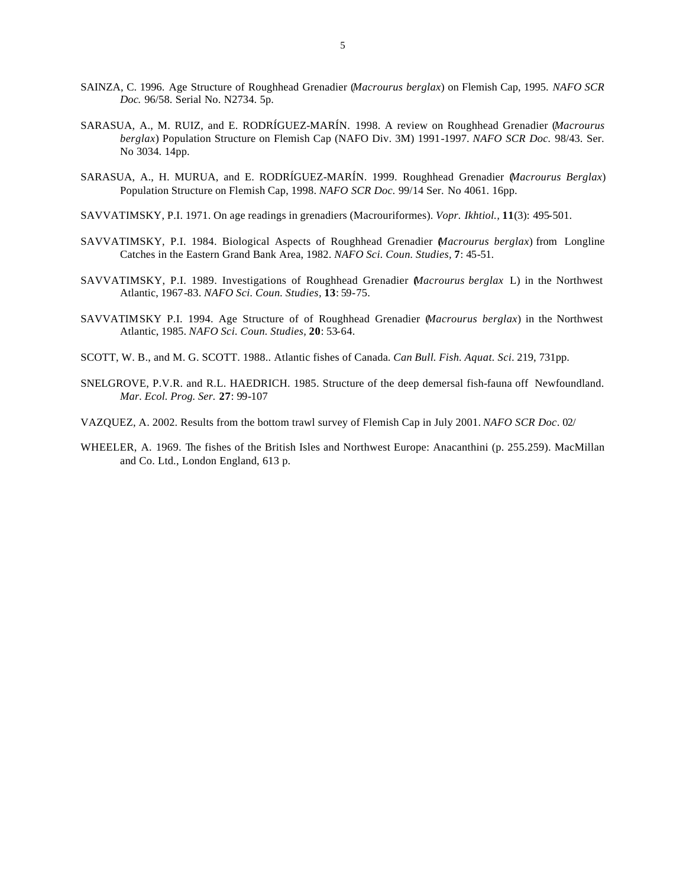SAINZA, C. 1996. Age Structure of Roughhead Grenadier (*Macrourus berglax*) on Flemish Cap, 1995. *NAFO SCR Doc.* 96/58. Serial No. N2734. 5p.

SARASUA, A., M. RUIZ, and E. RODRÍGUEZ-MARÍN. 1998. A review on Roughhead Grenadier (*Macrourus berglax*) Population Structure on Flemish Cap (NAFO Div. 3M) 1991-1997. *NAFO SCR Doc.* 98/43. Ser. No 3034. 14pp.

SARASUA, A., H. MURUA, and E. RODRÍGUEZ-MARÍN. 1999. Roughhead Grenadier (*Macrourus Berglax*) Population Structure on Flemish Cap, 1998. *NAFO SCR Doc.* 99/14 Ser. No 4061. 16pp.

SAVVATIMSKY, P.I. 1971. On age readings in grenadiers (Macrouriformes). *Vopr. Ikhtiol.*, **11**(3): 495-501.

SAVVATIMSKY, P.I. 1984. Biological Aspects of Roughhead Grenadier (*Macrourus berglax*) from Longline Catches in the Eastern Grand Bank Area, 1982. *NAFO Sci. Coun. Studies*, **7**: 45-51.

SAVVATIMSKY, P.I. 1989. Investigations of Roughhead Grenadier (*Macrourus berglax* L) in the Northwest Atlantic, 1967-83. *NAFO Sci. Coun. Studies*, **13**: 59-75.

SAVVATIMSKY P.I. 1994. Age Structure of of Roughhead Grenadier (*Macrourus berglax*) in the Northwest Atlantic, 1985. *NAFO Sci. Coun. Studies*, **20**: 53-64.

SCOTT, W. B., and M. G. SCOTT. 1988.. Atlantic fishes of Canada. *Can Bull. Fish. Aquat. Sci*. 219, 731pp.

SNELGROVE, P.V.R. and R.L. HAEDRICH. 1985. Structure of the deep demersal fish-fauna off Newfoundland. *Mar. Ecol. Prog. Ser.* **27**: 99-107

VAZQUEZ, A. 2002. Results from the bottom trawl survey of Flemish Cap in July 2001. *NAFO SCR Doc*. 02/

WHEELER, A. 1969. The fishes of the British Isles and Northwest Europe: Anacanthini (p. 255.259). MacMillan and Co. Ltd., London England, 613 p.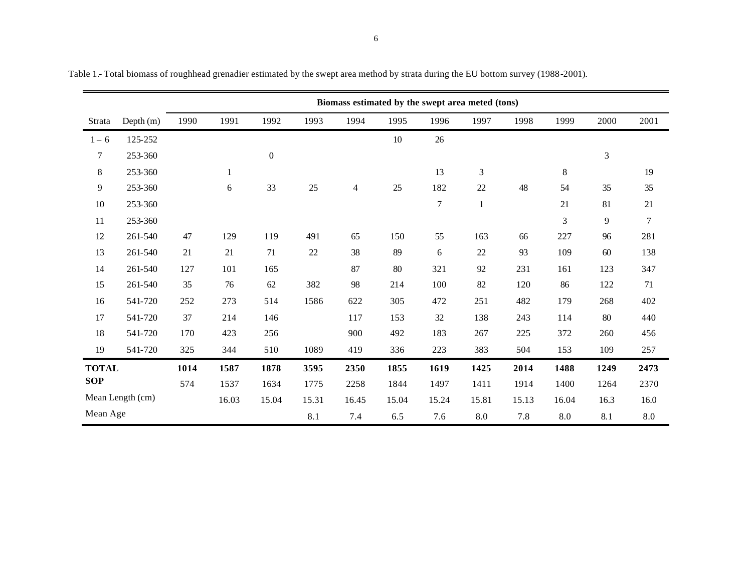Table 1.- Total biomass of roughhead grenadier estimated by the swept area method by strata during the EU bottom survey (1988-2001).

| | | Biomass estimated by the swept area meted (tons) | | | | | | | | | | | |
|---|---|---|---|---|---|---|---|---|---|---|---|---|---|
| Strata | Depth (m) | 1990 | 1991 | 1992 | 1993 | 1994 | 1995 | 1996 | 1997 | 1998 | 1999 | 2000 | 2001 |
| 1 – 6 | 125-252 | | | | | | 10 | 26 | | | | | |
| 7 | 253-360 | | | 0 | | | | | | | | 3 | |
| 8 | 253-360 | | 1 | | | | | 13 | 3 | | 8 | | 19 |
| 9 | 253-360 | | 6 | 33 | 25 | 4 | 25 | 182 | 22 | 48 | 54 | 35 | 35 |
| 10 | 253-360 | | | | | | | 7 | 1 | | 21 | 81 | 21 |
| 11 | 253-360 | | | | | | | | | | 3 | 9 | 7 |
| 12 | 261-540 | 47 | 129 | 119 | 491 | 65 | 150 | 55 | 163 | 66 | 227 | 96 | 281 |
| 13 | 261-540 | 21 | 21 | 71 | 22 | 38 | 89 | 6 | 22 | 93 | 109 | 60 | 138 |
| 14 | 261-540 | 127 | 101 | 165 | | 87 | 80 | 321 | 92 | 231 | 161 | 123 | 347 |
| 15 | 261-540 | 35 | 76 | 62 | 382 | 98 | 214 | 100 | 82 | 120 | 86 | 122 | 71 |
| 16 | 541-720 | 252 | 273 | 514 | 1586 | 622 | 305 | 472 | 251 | 482 | 179 | 268 | 402 |
| 17 | 541-720 | 37 | 214 | 146 | | 117 | 153 | 32 | 138 | 243 | 114 | 80 | 440 |
| 18 | 541-720 | 170 | 423 | 256 | | 900 | 492 | 183 | 267 | 225 | 372 | 260 | 456 |
| 19 | 541-720 | 325 | 344 | 510 | 1089 | 419 | 336 | 223 | 383 | 504 | 153 | 109 | 257 |
| **TOTAL** | | **1014** | **1587** | **1878** | **3595** | **2350** | **1855** | **1619** | **1425** | **2014** | **1488** | **1249** | **2473** |
| **SOP** | | 574 | 1537 | 1634 | 1775 | 2258 | 1844 | 1497 | 1411 | 1914 | 1400 | 1264 | 2370 |
| Mean Length (cm) | | | 16.03 | 15.04 | 15.31 | 16.45 | 15.04 | 15.24 | 15.81 | 15.13 | 16.04 | 16.3 | 16.0 |
| Mean Age | | | | | 8.1 | 7.4 | 6.5 | 7.6 | 8.0 | 7.8 | 8.0 | 8.1 | 8.0 |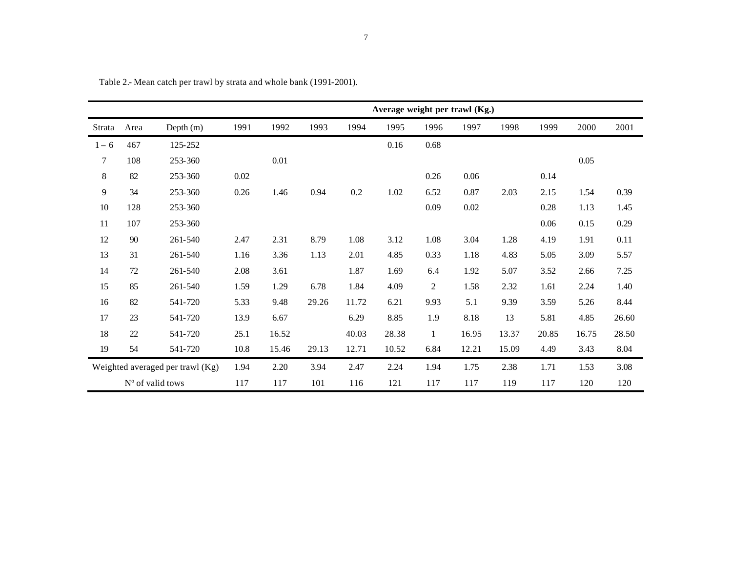Table 2.- Mean catch per trawl by strata and whole bank (1991-2001).

| | | | Average weight per trawl (Kg.) | | | | | | | | | | |
|---|---|---|---|---|---|---|---|---|---|---|---|---|---|
| Strata | Area | Depth (m) | 1991 | 1992 | 1993 | 1994 | 1995 | 1996 | 1997 | 1998 | 1999 | 2000 | 2001 |
| 1 – 6 | 467 | 125-252 | | | | | 0.16 | 0.68 | | | | | |
| 7 | 108 | 253-360 | | 0.01 | | | | | | | | 0.05 | |
| 8 | 82 | 253-360 | 0.02 | | | | | 0.26 | 0.06 | | 0.14 | | |
| 9 | 34 | 253-360 | 0.26 | 1.46 | 0.94 | 0.2 | 1.02 | 6.52 | 0.87 | 2.03 | 2.15 | 1.54 | 0.39 |
| 10 | 128 | 253-360 | | | | | | 0.09 | 0.02 | | 0.28 | 1.13 | 1.45 |
| 11 | 107 | 253-360 | | | | | | | | | 0.06 | 0.15 | 0.29 |
| 12 | 90 | 261-540 | 2.47 | 2.31 | 8.79 | 1.08 | 3.12 | 1.08 | 3.04 | 1.28 | 4.19 | 1.91 | 0.11 |
| 13 | 31 | 261-540 | 1.16 | 3.36 | 1.13 | 2.01 | 4.85 | 0.33 | 1.18 | 4.83 | 5.05 | 3.09 | 5.57 |
| 14 | 72 | 261-540 | 2.08 | 3.61 | | 1.87 | 1.69 | 6.4 | 1.92 | 5.07 | 3.52 | 2.66 | 7.25 |
| 15 | 85 | 261-540 | 1.59 | 1.29 | 6.78 | 1.84 | 4.09 | 2 | 1.58 | 2.32 | 1.61 | 2.24 | 1.40 |
| 16 | 82 | 541-720 | 5.33 | 9.48 | 29.26 | 11.72 | 6.21 | 9.93 | 5.1 | 9.39 | 3.59 | 5.26 | 8.44 |
| 17 | 23 | 541-720 | 13.9 | 6.67 | | 6.29 | 8.85 | 1.9 | 8.18 | 13 | 5.81 | 4.85 | 26.60 |
| 18 | 22 | 541-720 | 25.1 | 16.52 | | 40.03 | 28.38 | 1 | 16.95 | 13.37 | 20.85 | 16.75 | 28.50 |
| 19 | 54 | 541-720 | 10.8 | 15.46 | 29.13 | 12.71 | 10.52 | 6.84 | 12.21 | 15.09 | 4.49 | 3.43 | 8.04 |
| Weighted averaged per trawl (Kg) | | | 1.94 | 2.20 | 3.94 | 2.47 | 2.24 | 1.94 | 1.75 | 2.38 | 1.71 | 1.53 | 3.08 |
| Nº of valid tows | | | 117 | 117 | 101 | 116 | 121 | 117 | 117 | 119 | 117 | 120 | 120 |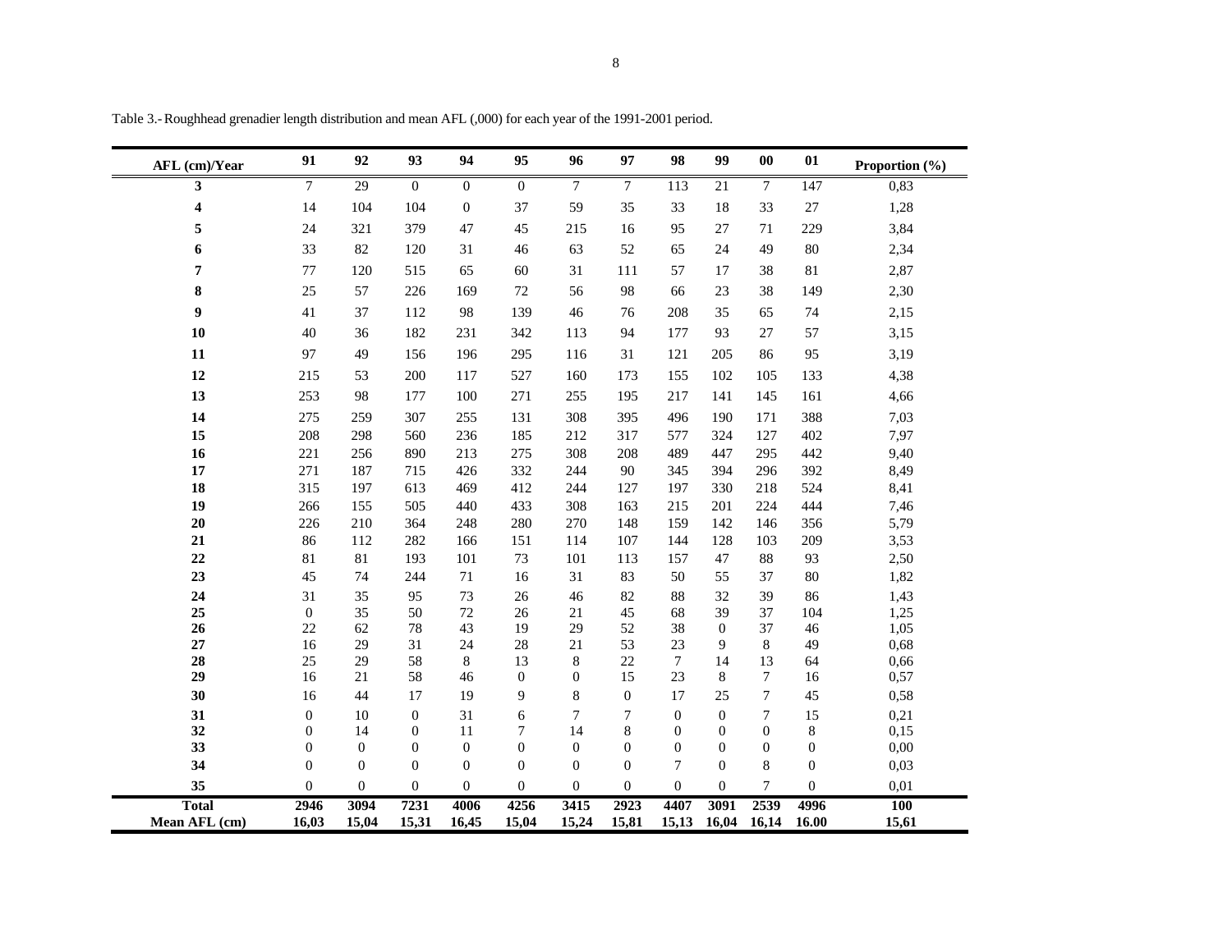Table 3.- Roughhead grenadier length distribution and mean AFL (,000) for each year of the 1991-2001 period.

| AFL (cm)/Year | 91 | 92 | 93 | 94 | 95 | 96 | 97 | 98 | 99 | 00 | 01 | Proportion (%) |
|---|---|---|---|---|---|---|---|---|---|---|---|---|
| **3** | 7 | 29 | 0 | 0 | 0 | 7 | 7 | 113 | 21 | 7 | 147 | 0,83 |
| **4** | 14 | 104 | 104 | 0 | 37 | 59 | 35 | 33 | 18 | 33 | 27 | 1,28 |
| **5** | 24 | 321 | 379 | 47 | 45 | 215 | 16 | 95 | 27 | 71 | 229 | 3,84 |
| **6** | 33 | 82 | 120 | 31 | 46 | 63 | 52 | 65 | 24 | 49 | 80 | 2,34 |
| **7** | 77 | 120 | 515 | 65 | 60 | 31 | 111 | 57 | 17 | 38 | 81 | 2,87 |
| **8** | 25 | 57 | 226 | 169 | 72 | 56 | 98 | 66 | 23 | 38 | 149 | 2,30 |
| **9** | 41 | 37 | 112 | 98 | 139 | 46 | 76 | 208 | 35 | 65 | 74 | 2,15 |
| **10** | 40 | 36 | 182 | 231 | 342 | 113 | 94 | 177 | 93 | 27 | 57 | 3,15 |
| **11** | 97 | 49 | 156 | 196 | 295 | 116 | 31 | 121 | 205 | 86 | 95 | 3,19 |
| **12** | 215 | 53 | 200 | 117 | 527 | 160 | 173 | 155 | 102 | 105 | 133 | 4,38 |
| **13** | 253 | 98 | 177 | 100 | 271 | 255 | 195 | 217 | 141 | 145 | 161 | 4,66 |
| **14** | 275 | 259 | 307 | 255 | 131 | 308 | 395 | 496 | 190 | 171 | 388 | 7,03 |
| **15** | 208 | 298 | 560 | 236 | 185 | 212 | 317 | 577 | 324 | 127 | 402 | 7,97 |
| **16** | 221 | 256 | 890 | 213 | 275 | 308 | 208 | 489 | 447 | 295 | 442 | 9,40 |
| **17** | 271 | 187 | 715 | 426 | 332 | 244 | 90 | 345 | 394 | 296 | 392 | 8,49 |
| **18** | 315 | 197 | 613 | 469 | 412 | 244 | 127 | 197 | 330 | 218 | 524 | 8,41 |
| **19** | 266 | 155 | 505 | 440 | 433 | 308 | 163 | 215 | 201 | 224 | 444 | 7,46 |
| **20** | 226 | 210 | 364 | 248 | 280 | 270 | 148 | 159 | 142 | 146 | 356 | 5,79 |
| **21** | 86 | 112 | 282 | 166 | 151 | 114 | 107 | 144 | 128 | 103 | 209 | 3,53 |
| **22** | 81 | 81 | 193 | 101 | 73 | 101 | 113 | 157 | 47 | 88 | 93 | 2,50 |
| **23** | 45 | 74 | 244 | 71 | 16 | 31 | 83 | 50 | 55 | 37 | 80 | 1,82 |
| **24** | 31 | 35 | 95 | 73 | 26 | 46 | 82 | 88 | 32 | 39 | 86 | 1,43 |
| **25** | 0 | 35 | 50 | 72 | 26 | 21 | 45 | 68 | 39 | 37 | 104 | 1,25 |
| **26** | 22 | 62 | 78 | 43 | 19 | 29 | 52 | 38 | 0 | 37 | 46 | 1,05 |
| **27** | 16 | 29 | 31 | 24 | 28 | 21 | 53 | 23 | 9 | 8 | 49 | 0,68 |
| **28** | 25 | 29 | 58 | 8 | 13 | 8 | 22 | 7 | 14 | 13 | 64 | 0,66 |
| **29** | 16 | 21 | 58 | 46 | 0 | 0 | 15 | 23 | 8 | 7 | 16 | 0,57 |
| **30** | 16 | 44 | 17 | 19 | 9 | 8 | 0 | 17 | 25 | 7 | 45 | 0,58 |
| **31** | 0 | 10 | 0 | 31 | 6 | 7 | 7 | 0 | 0 | 7 | 15 | 0,21 |
| **32** | 0 | 14 | 0 | 11 | 7 | 14 | 8 | 0 | 0 | 0 | 8 | 0,15 |
| **33** | 0 | 0 | 0 | 0 | 0 | 0 | 0 | 0 | 0 | 0 | 0 | 0,00 |
| **34** | 0 | 0 | 0 | 0 | 0 | 0 | 0 | 7 | 0 | 8 | 0 | 0,03 |
| **35** | 0 | 0 | 0 | 0 | 0 | 0 | 0 | 0 | 0 | 7 | 0 | 0,01 |
| **Total** | **2946** | **3094** | **7231** | **4006** | **4256** | **3415** | **2923** | **4407** | **3091** | **2539** | **4996** | **100** |
| **Mean AFL (cm)** | **16,03** | **15,04** | **15,31** | **16,45** | **15,04** | **15,24** | **15,81** | **15,13** | **16,04** | **16,14** | **16.00** | **15,61** |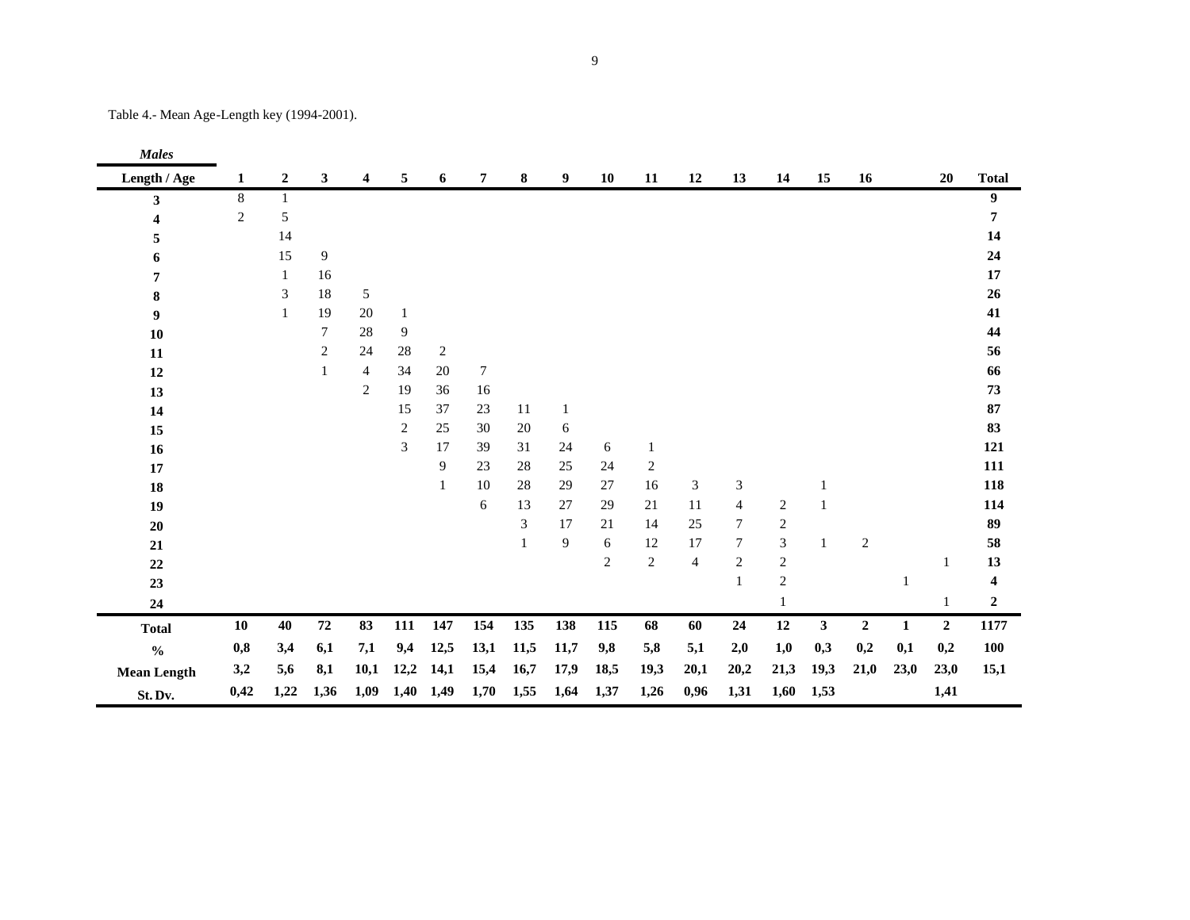Table 4.- Mean Age-Length key (1994-2001).

***Males***

| Length / Age | 1 | 2 | 3 | 4 | 5 | 6 | 7 | 8 | 9 | 10 | 11 | 12 | 13 | 14 | 15 | 16 | | 20 | Total |
|---|---|---|---|---|---|---|---|---|---|---|---|---|---|---|---|---|---|---|---|
| **3** | 8 | 1 | | | | | | | | | | | | | | | | | **9** |
| **4** | 2 | 5 | | | | | | | | | | | | | | | | | **7** |
| **5** | | 14 | | | | | | | | | | | | | | | | | **14** |
| **6** | | 15 | 9 | | | | | | | | | | | | | | | | **24** |
| **7** | | 1 | 16 | | | | | | | | | | | | | | | | **17** |
| **8** | | 3 | 18 | 5 | | | | | | | | | | | | | | | **26** |
| **9** | | 1 | 19 | 20 | 1 | | | | | | | | | | | | | | **41** |
| **10** | | | 7 | 28 | 9 | | | | | | | | | | | | | | **44** |
| **11** | | | 2 | 24 | 28 | 2 | | | | | | | | | | | | | **56** |
| **12** | | | 1 | 4 | 34 | 20 | 7 | | | | | | | | | | | | **66** |
| **13** | | | | 2 | 19 | 36 | 16 | | | | | | | | | | | | **73** |
| **14** | | | | | 15 | 37 | 23 | 11 | 1 | | | | | | | | | | **87** |
| **15** | | | | | 2 | 25 | 30 | 20 | 6 | | | | | | | | | | **83** |
| **16** | | | | | 3 | 17 | 39 | 31 | 24 | 6 | 1 | | | | | | | | **121** |
| **17** | | | | | | 9 | 23 | 28 | 25 | 24 | 2 | | | | | | | | **111** |
| **18** | | | | | | 1 | 10 | 28 | 29 | 27 | 16 | 3 | 3 | | 1 | | | | **118** |
| **19** | | | | | | | 6 | 13 | 27 | 29 | 21 | 11 | 4 | 2 | 1 | | | | **114** |
| **20** | | | | | | | | 3 | 17 | 21 | 14 | 25 | 7 | 2 | | | | | **89** |
| **21** | | | | | | | | 1 | 9 | 6 | 12 | 17 | 7 | 3 | 1 | 2 | | | **58** |
| **22** | | | | | | | | | | 2 | 2 | 4 | 2 | 2 | | | | 1 | **13** |
| **23** | | | | | | | | | | | | | 1 | 2 | | | 1 | | **4** |
| **24** | | | | | | | | | | | | | | 1 | | | | 1 | **2** |
| **Total** | **10** | **40** | **72** | **83** | **111** | **147** | **154** | **135** | **138** | **115** | **68** | **60** | **24** | **12** | **3** | **2** | **1** | **2** | **1177** |
| **%** | **0,8** | **3,4** | **6,1** | **7,1** | **9,4** | **12,5** | **13,1** | **11,5** | **11,7** | **9,8** | **5,8** | **5,1** | **2,0** | **1,0** | **0,3** | **0,2** | **0,1** | **0,2** | **100** |
| **Mean Length** | **3,2** | **5,6** | **8,1** | **10,1** | **12,2** | **14,1** | **15,4** | **16,7** | **17,9** | **18,5** | **19,3** | **20,1** | **20,2** | **21,3** | **19,3** | **21,0** | **23,0** | **23,0** | **15,1** |
| **St. Dv.** | **0,42** | **1,22** | **1,36** | **1,09** | **1,40** | **1,49** | **1,70** | **1,55** | **1,64** | **1,37** | **1,26** | **0,96** | **1,31** | **1,60** | **1,53** | | | **1,41** | |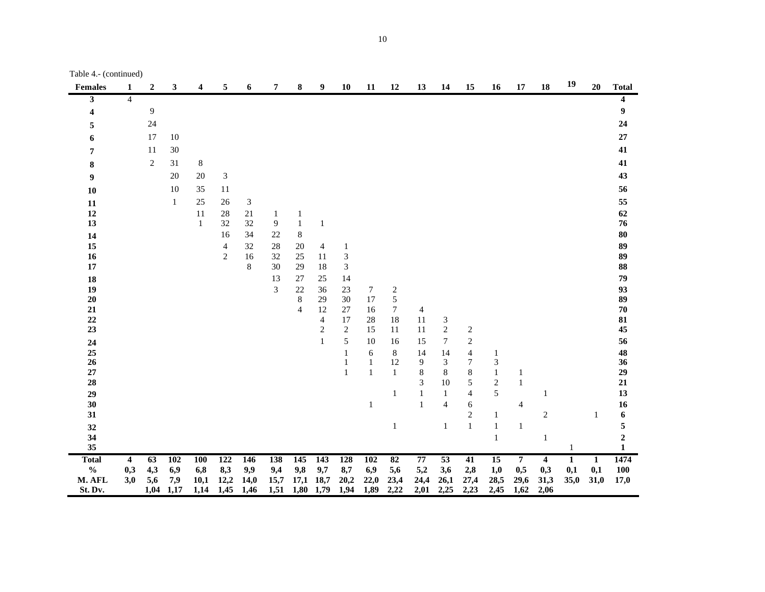Table 4.- (continued)

| Females | 1 | 2 | 3 | 4 | 5 | 6 | 7 | 8 | 9 | 10 | 11 | 12 | 13 | 14 | 15 | 16 | 17 | 18 | 19 | 20 | Total |
|---|---|---|---|---|---|---|---|---|---|---|---|---|---|---|---|---|---|---|---|---|---|
| **3** | 4 | | | | | | | | | | | | | | | | | | | | **4** |
| **4** | | 9 | | | | | | | | | | | | | | | | | | | **9** |
| **5** | | 24 | | | | | | | | | | | | | | | | | | | **24** |
| **6** | | 17 | 10 | | | | | | | | | | | | | | | | | | **27** |
| **7** | | 11 | 30 | | | | | | | | | | | | | | | | | | **41** |
| **8** | | 2 | 31 | 8 | | | | | | | | | | | | | | | | | **41** |
| **9** | | | 20 | 20 | 3 | | | | | | | | | | | | | | | | **43** |
| **10** | | | 10 | 35 | 11 | | | | | | | | | | | | | | | | **56** |
| **11** | | | 1 | 25 | 26 | 3 | | | | | | | | | | | | | | | **55** |
| **12** | | | | 11 | 28 | 21 | 1 | 1 | | | | | | | | | | | | | **62** |
| **13** | | | | 1 | 32 | 32 | 9 | 1 | 1 | | | | | | | | | | | | **76** |
| **14** | | | | | 16 | 34 | 22 | 8 | | | | | | | | | | | | | **80** |
| **15** | | | | | 4 | 32 | 28 | 20 | 4 | 1 | | | | | | | | | | | **89** |
| **16** | | | | | 2 | 16 | 32 | 25 | 11 | 3 | | | | | | | | | | | **89** |
| **17** | | | | | | 8 | 30 | 29 | 18 | 3 | | | | | | | | | | | **88** |
| **18** | | | | | | | 13 | 27 | 25 | 14 | | | | | | | | | | | **79** |
| **19** | | | | | | | 3 | 22 | 36 | 23 | 7 | 2 | | | | | | | | | **93** |
| **20** | | | | | | | | 8 | 29 | 30 | 17 | 5 | | | | | | | | | **89** |
| **21** | | | | | | | | 4 | 12 | 27 | 16 | 7 | 4 | | | | | | | | **70** |
| **22** | | | | | | | | | 4 | 17 | 28 | 18 | 11 | 3 | | | | | | | **81** |
| **23** | | | | | | | | | 2 | 2 | 15 | 11 | 11 | 2 | 2 | | | | | | **45** |
| **24** | | | | | | | | | 1 | 5 | 10 | 16 | 15 | 7 | 2 | | | | | | **56** |
| **25** | | | | | | | | | | 1 | 6 | 8 | 14 | 14 | 4 | 1 | | | | | **48** |
| **26** | | | | | | | | | | 1 | 1 | 12 | 9 | 3 | 7 | 3 | | | | | **36** |
| **27** | | | | | | | | | | 1 | 1 | 1 | 8 | 8 | 8 | 1 | 1 | | | | **29** |
| **28** | | | | | | | | | | | | | 3 | 10 | 5 | 2 | 1 | | | | **21** |
| **29** | | | | | | | | | | | | 1 | 1 | 1 | 4 | 5 | | 1 | | | **13** |
| **30** | | | | | | | | | | | 1 | | 1 | 4 | 6 | | 4 | | | | **16** |
| **31** | | | | | | | | | | | | | | | 2 | 1 | | 2 | | 1 | **6** |
| **32** | | | | | | | | | | | | 1 | | 1 | 1 | 1 | 1 | | | | **5** |
| **34** | | | | | | | | | | | | | | | | 1 | | 1 | | | **2** |
| **35** | | | | | | | | | | | | | | | | | | | 1 | | **1** |
| **Total** | **4** | **63** | **102** | **100** | **122** | **146** | **138** | **145** | **143** | **128** | **102** | **82** | **77** | **53** | **41** | **15** | **7** | **4** | **1** | **1** | **1474** |
| **%** | **0,3** | **4,3** | **6,9** | **6,8** | **8,3** | **9,9** | **9,4** | **9,8** | **9,7** | **8,7** | **6,9** | **5,6** | **5,2** | **3,6** | **2,8** | **1,0** | **0,5** | **0,3** | **0,1** | **0,1** | **100** |
| **M. AFL** | **3,0** | **5,6** | **7,9** | **10,1** | **12,2** | **14,0** | **15,7** | **17,1** | **18,7** | **20,2** | **22,0** | **23,4** | **24,4** | **26,1** | **27,4** | **28,5** | **29,6** | **31,3** | **35,0** | **31,0** | **17,0** |
| **St. Dv.** | | **1,04** | **1,17** | **1,14** | **1,45** | **1,46** | **1,51** | **1,80** | **1,79** | **1,94** | **1,89** | **2,22** | **2,01** | **2,25** | **2,23** | **2,45** | **1,62** | **2,06** | | | |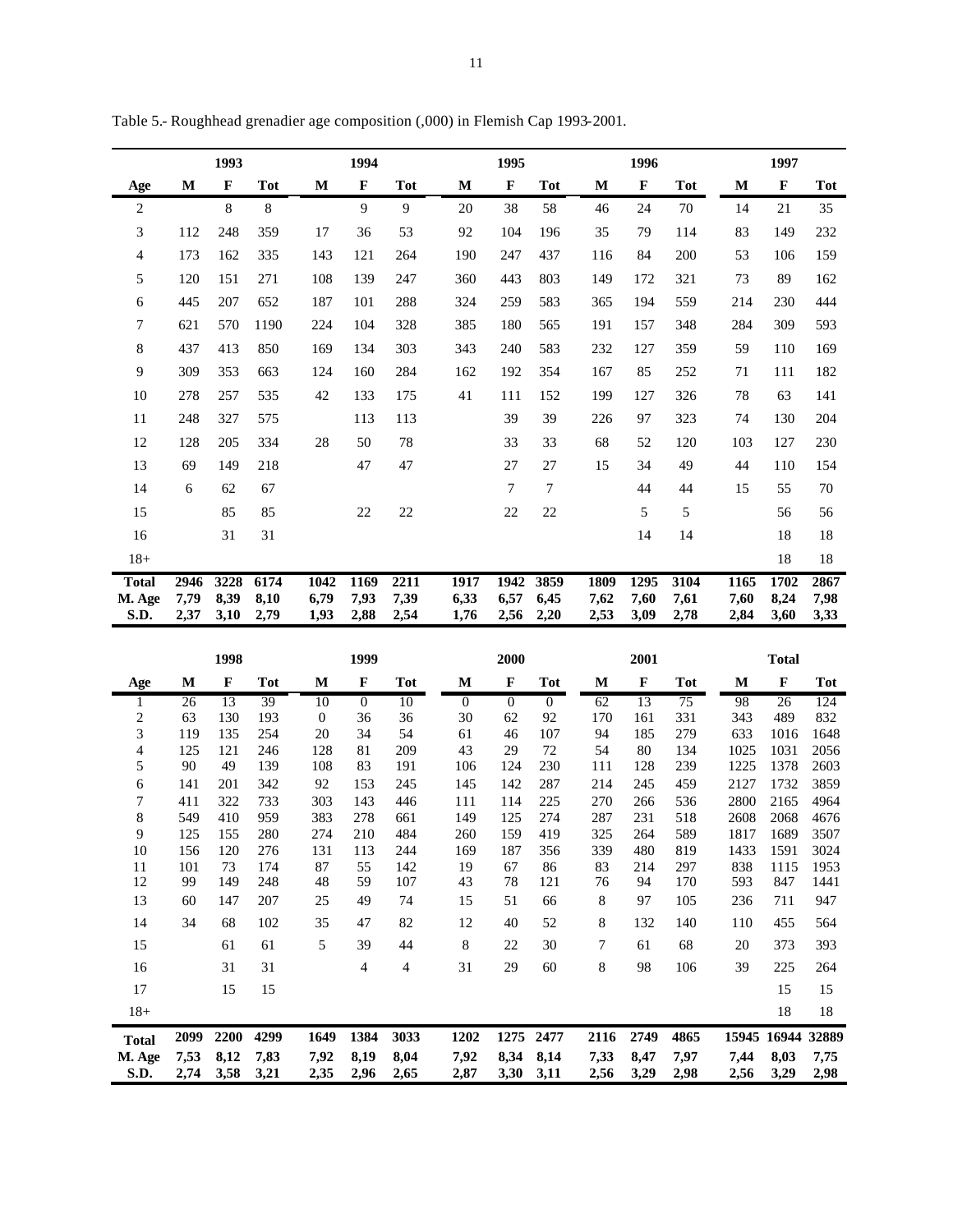Table 5.- Roughhead grenadier age composition (,000) in Flemish Cap 1993-2001.

| | 1993 | | | 1994 | | | 1995 | | | 1996 | | | 1997 | | |
|---|---|---|---|---|---|---|---|---|---|---|---|---|---|---|---|
| **Age** | **M** | **F** | **Tot** | **M** | **F** | **Tot** | **M** | **F** | **Tot** | **M** | **F** | **Tot** | **M** | **F** | **Tot** |
| 2 | | 8 | 8 | | 9 | 9 | 20 | 38 | 58 | 46 | 24 | 70 | 14 | 21 | 35 |
| 3 | 112 | 248 | 359 | 17 | 36 | 53 | 92 | 104 | 196 | 35 | 79 | 114 | 83 | 149 | 232 |
| 4 | 173 | 162 | 335 | 143 | 121 | 264 | 190 | 247 | 437 | 116 | 84 | 200 | 53 | 106 | 159 |
| 5 | 120 | 151 | 271 | 108 | 139 | 247 | 360 | 443 | 803 | 149 | 172 | 321 | 73 | 89 | 162 |
| 6 | 445 | 207 | 652 | 187 | 101 | 288 | 324 | 259 | 583 | 365 | 194 | 559 | 214 | 230 | 444 |
| 7 | 621 | 570 | 1190 | 224 | 104 | 328 | 385 | 180 | 565 | 191 | 157 | 348 | 284 | 309 | 593 |
| 8 | 437 | 413 | 850 | 169 | 134 | 303 | 343 | 240 | 583 | 232 | 127 | 359 | 59 | 110 | 169 |
| 9 | 309 | 353 | 663 | 124 | 160 | 284 | 162 | 192 | 354 | 167 | 85 | 252 | 71 | 111 | 182 |
| 10 | 278 | 257 | 535 | 42 | 133 | 175 | 41 | 111 | 152 | 199 | 127 | 326 | 78 | 63 | 141 |
| 11 | 248 | 327 | 575 | | 113 | 113 | | 39 | 39 | 226 | 97 | 323 | 74 | 130 | 204 |
| 12 | 128 | 205 | 334 | 28 | 50 | 78 | | 33 | 33 | 68 | 52 | 120 | 103 | 127 | 230 |
| 13 | 69 | 149 | 218 | | 47 | 47 | | 27 | 27 | 15 | 34 | 49 | 44 | 110 | 154 |
| 14 | 6 | 62 | 67 | | | | | 7 | 7 | | 44 | 44 | 15 | 55 | 70 |
| 15 | | 85 | 85 | | 22 | 22 | | 22 | 22 | | 5 | 5 | | 56 | 56 |
| 16 | | 31 | 31 | | | | | | | | 14 | 14 | | 18 | 18 |
| 18+ | | | | | | | | | | | | | | 18 | 18 |
| **Total** | **2946** | **3228** | **6174** | **1042** | **1169** | **2211** | **1917** | **1942** | **3859** | **1809** | **1295** | **3104** | **1165** | **1702** | **2867** |
| **M. Age** | **7,79** | **8,39** | **8,10** | **6,79** | **7,93** | **7,39** | **6,33** | **6,57** | **6,45** | **7,62** | **7,60** | **7,61** | **7,60** | **8,24** | **7,98** |
| **S.D.** | **2,37** | **3,10** | **2,79** | **1,93** | **2,88** | **2,54** | **1,76** | **2,56** | **2,20** | **2,53** | **3,09** | **2,78** | **2,84** | **3,60** | **3,33** |

| | 1998 | | | 1999 | | | 2000 | | | 2001 | | | Total | | |
|---|---|---|---|---|---|---|---|---|---|---|---|---|---|---|---|
| **Age** | **M** | **F** | **Tot** | **M** | **F** | **Tot** | **M** | **F** | **Tot** | **M** | **F** | **Tot** | **M** | **F** | **Tot** |
| 1 | 26 | 13 | 39 | 10 | 0 | 10 | 0 | 0 | 0 | 62 | 13 | 75 | 98 | 26 | 124 |
| 2 | 63 | 130 | 193 | 0 | 36 | 36 | 30 | 62 | 92 | 170 | 161 | 331 | 343 | 489 | 832 |
| 3 | 119 | 135 | 254 | 20 | 34 | 54 | 61 | 46 | 107 | 94 | 185 | 279 | 633 | 1016 | 1648 |
| 4 | 125 | 121 | 246 | 128 | 81 | 209 | 43 | 29 | 72 | 54 | 80 | 134 | 1025 | 1031 | 2056 |
| 5 | 90 | 49 | 139 | 108 | 83 | 191 | 106 | 124 | 230 | 111 | 128 | 239 | 1225 | 1378 | 2603 |
| 6 | 141 | 201 | 342 | 92 | 153 | 245 | 145 | 142 | 287 | 214 | 245 | 459 | 2127 | 1732 | 3859 |
| 7 | 411 | 322 | 733 | 303 | 143 | 446 | 111 | 114 | 225 | 270 | 266 | 536 | 2800 | 2165 | 4964 |
| 8 | 549 | 410 | 959 | 383 | 278 | 661 | 149 | 125 | 274 | 287 | 231 | 518 | 2608 | 2068 | 4676 |
| 9 | 125 | 155 | 280 | 274 | 210 | 484 | 260 | 159 | 419 | 325 | 264 | 589 | 1817 | 1689 | 3507 |
| 10 | 156 | 120 | 276 | 131 | 113 | 244 | 169 | 187 | 356 | 339 | 480 | 819 | 1433 | 1591 | 3024 |
| 11 | 101 | 73 | 174 | 87 | 55 | 142 | 19 | 67 | 86 | 83 | 214 | 297 | 838 | 1115 | 1953 |
| 12 | 99 | 149 | 248 | 48 | 59 | 107 | 43 | 78 | 121 | 76 | 94 | 170 | 593 | 847 | 1441 |
| 13 | 60 | 147 | 207 | 25 | 49 | 74 | 15 | 51 | 66 | 8 | 97 | 105 | 236 | 711 | 947 |
| 14 | 34 | 68 | 102 | 35 | 47 | 82 | 12 | 40 | 52 | 8 | 132 | 140 | 110 | 455 | 564 |
| 15 | | 61 | 61 | 5 | 39 | 44 | 8 | 22 | 30 | 7 | 61 | 68 | 20 | 373 | 393 |
| 16 | | 31 | 31 | | 4 | 4 | 31 | 29 | 60 | 8 | 98 | 106 | 39 | 225 | 264 |
| 17 | | 15 | 15 | | | | | | | | | | | 15 | 15 |
| 18+ | | | | | | | | | | | | | | 18 | 18 |
| **Total** | **2099** | **2200** | **4299** | **1649** | **1384** | **3033** | **1202** | **1275** | **2477** | **2116** | **2749** | **4865** | **15945** | **16944** | **32889** |
| **M. Age** | **7,53** | **8,12** | **7,83** | **7,92** | **8,19** | **8,04** | **7,92** | **8,34** | **8,14** | **7,33** | **8,47** | **7,97** | **7,44** | **8,03** | **7,75** |
| **S.D.** | **2,74** | **3,58** | **3,21** | **2,35** | **2,96** | **2,65** | **2,87** | **3,30** | **3,11** | **2,56** | **3,29** | **2,98** | **2,56** | **3,29** | **2,98** |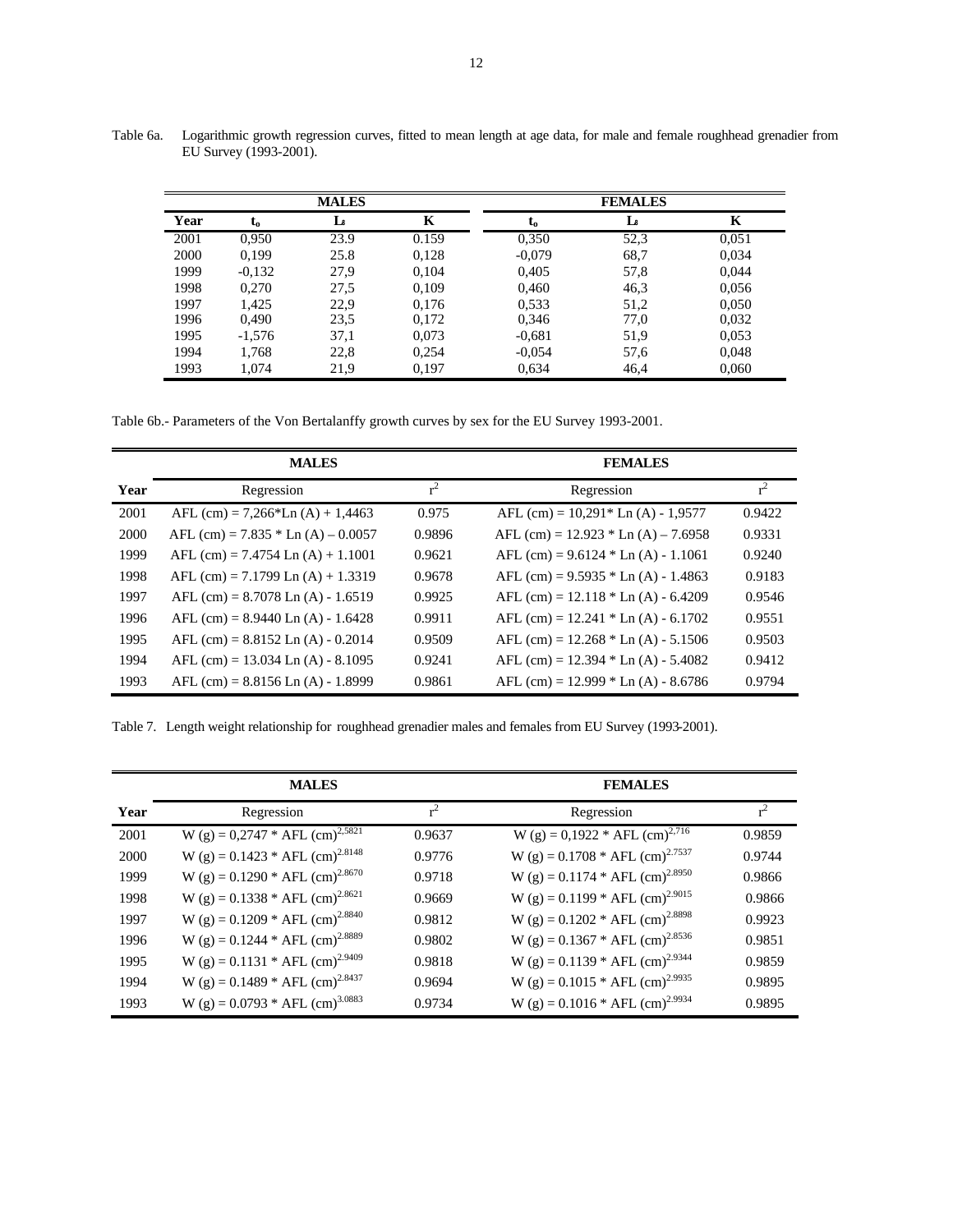Table 6a. Logarithmic growth regression curves, fitted to mean length at age data, for male and female roughhead grenadier from EU Survey (1993-2001).

| | MALES | | | FEMALES | | |
|---|---|---|---|---|---|---|
| Year | $t_o$ | $L_\infty$ | K | $t_o$ | $L_\infty$ | K |
| 2001 | 0,950 | 23.9 | 0.159 | 0,350 | 52,3 | 0,051 |
| 2000 | 0,199 | 25.8 | 0,128 | -0,079 | 68,7 | 0,034 |
| 1999 | -0,132 | 27,9 | 0,104 | 0,405 | 57,8 | 0,044 |
| 1998 | 0,270 | 27,5 | 0,109 | 0,460 | 46,3 | 0,056 |
| 1997 | 1,425 | 22,9 | 0,176 | 0,533 | 51,2 | 0,050 |
| 1996 | 0,490 | 23,5 | 0,172 | 0,346 | 77,0 | 0,032 |
| 1995 | -1,576 | 37,1 | 0,073 | -0,681 | 51,9 | 0,053 |
| 1994 | 1,768 | 22,8 | 0,254 | -0,054 | 57,6 | 0,048 |
| 1993 | 1,074 | 21,9 | 0,197 | 0,634 | 46,4 | 0,060 |

Table 6b.- Parameters of the Von Bertalanffy growth curves by sex for the EU Survey 1993-2001.

| | MALES | | FEMALES | |
|---|---|---|---|---|
| Year | Regression | $r^2$ | Regression | $r^2$ |
| 2001 | AFL (cm) = 7,266*Ln (A) + 1,4463 | 0.975 | AFL (cm) = 10,291* Ln (A) - 1,9577 | 0.9422 |
| 2000 | AFL (cm) = 7.835 * Ln (A) – 0.0057 | 0.9896 | AFL (cm) = 12.923 * Ln (A) – 7.6958 | 0.9331 |
| 1999 | AFL (cm) = 7.4754 Ln (A) + 1.1001 | 0.9621 | AFL (cm) = 9.6124 * Ln (A) - 1.1061 | 0.9240 |
| 1998 | AFL (cm) = 7.1799 Ln (A) + 1.3319 | 0.9678 | AFL (cm) = 9.5935 * Ln (A) - 1.4863 | 0.9183 |
| 1997 | AFL (cm) = 8.7078 Ln (A) - 1.6519 | 0.9925 | AFL (cm) = 12.118 * Ln (A) - 6.4209 | 0.9546 |
| 1996 | AFL (cm) = 8.9440 Ln (A) - 1.6428 | 0.9911 | AFL (cm) = 12.241 * Ln (A) - 6.1702 | 0.9551 |
| 1995 | AFL (cm) = 8.8152 Ln (A) - 0.2014 | 0.9509 | AFL (cm) = 12.268 * Ln (A) - 5.1506 | 0.9503 |
| 1994 | AFL (cm) = 13.034 Ln (A) - 8.1095 | 0.9241 | AFL (cm) = 12.394 * Ln (A) - 5.4082 | 0.9412 |
| 1993 | AFL (cm) = 8.8156 Ln (A) - 1.8999 | 0.9861 | AFL (cm) = 12.999 * Ln (A) - 8.6786 | 0.9794 |

Table 7. Length weight relationship for roughhead grenadier males and females from EU Survey (1993-2001).

| | MALES | | FEMALES | |
|---|---|---|---|---|
| Year | Regression | $r^2$ | Regression | $r^2$ |
| 2001 | W (g) = 0,2747 * AFL (cm)$^{2,5821}$ | 0.9637 | W (g) = 0,1922 * AFL (cm)$^{2,716}$ | 0.9859 |
| 2000 | W (g) = 0.1423 * AFL (cm)$^{2.8148}$ | 0.9776 | W (g) = 0.1708 * AFL (cm)$^{2.7537}$ | 0.9744 |
| 1999 | W (g) = 0.1290 * AFL (cm)$^{2.8670}$ | 0.9718 | W (g) = 0.1174 * AFL (cm)$^{2.8950}$ | 0.9866 |
| 1998 | W (g) = 0.1338 * AFL (cm)$^{2.8621}$ | 0.9669 | W (g) = 0.1199 * AFL (cm)$^{2.9015}$ | 0.9866 |
| 1997 | W (g) = 0.1209 * AFL (cm)$^{2.8840}$ | 0.9812 | W (g) = 0.1202 * AFL (cm)$^{2.8898}$ | 0.9923 |
| 1996 | W (g) = 0.1244 * AFL (cm)$^{2.8889}$ | 0.9802 | W (g) = 0.1367 * AFL (cm)$^{2.8536}$ | 0.9851 |
| 1995 | W (g) = 0.1131 * AFL (cm)$^{2.9409}$ | 0.9818 | W (g) = 0.1139 * AFL (cm)$^{2.9344}$ | 0.9859 |
| 1994 | W (g) = 0.1489 * AFL (cm)$^{2.8437}$ | 0.9694 | W (g) = 0.1015 * AFL (cm)$^{2.9935}$ | 0.9895 |
| 1993 | W (g) = 0.0793 * AFL (cm)$^{3.0883}$ | 0.9734 | W (g) = 0.1016 * AFL (cm)$^{2.9934}$ | 0.9895 |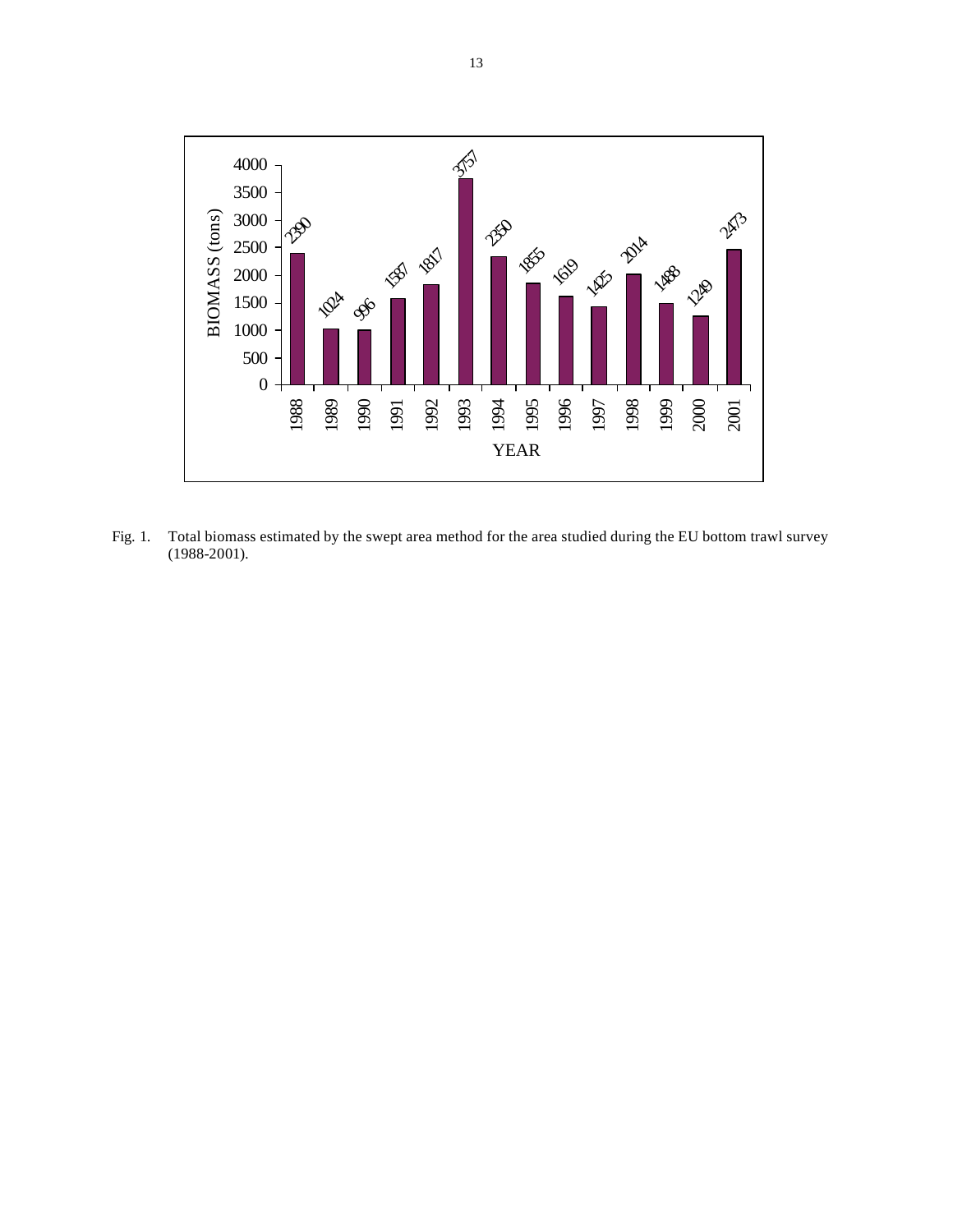BIOMASS (tons)

4000
3500
3000
2500
2000
1500
1000
500
0

2390
1024
996
1587
1817
3757
2350
1855
1619
1425
2014
1488
1249
2473

1988
1989
1990
1991
1992
1993
1994
1995
1996
1997
1998
1999
2000
2001

YEAR

Fig. 1. Total biomass estimated by the swept area method for the area studied during the EU bottom trawl survey (1988-2001).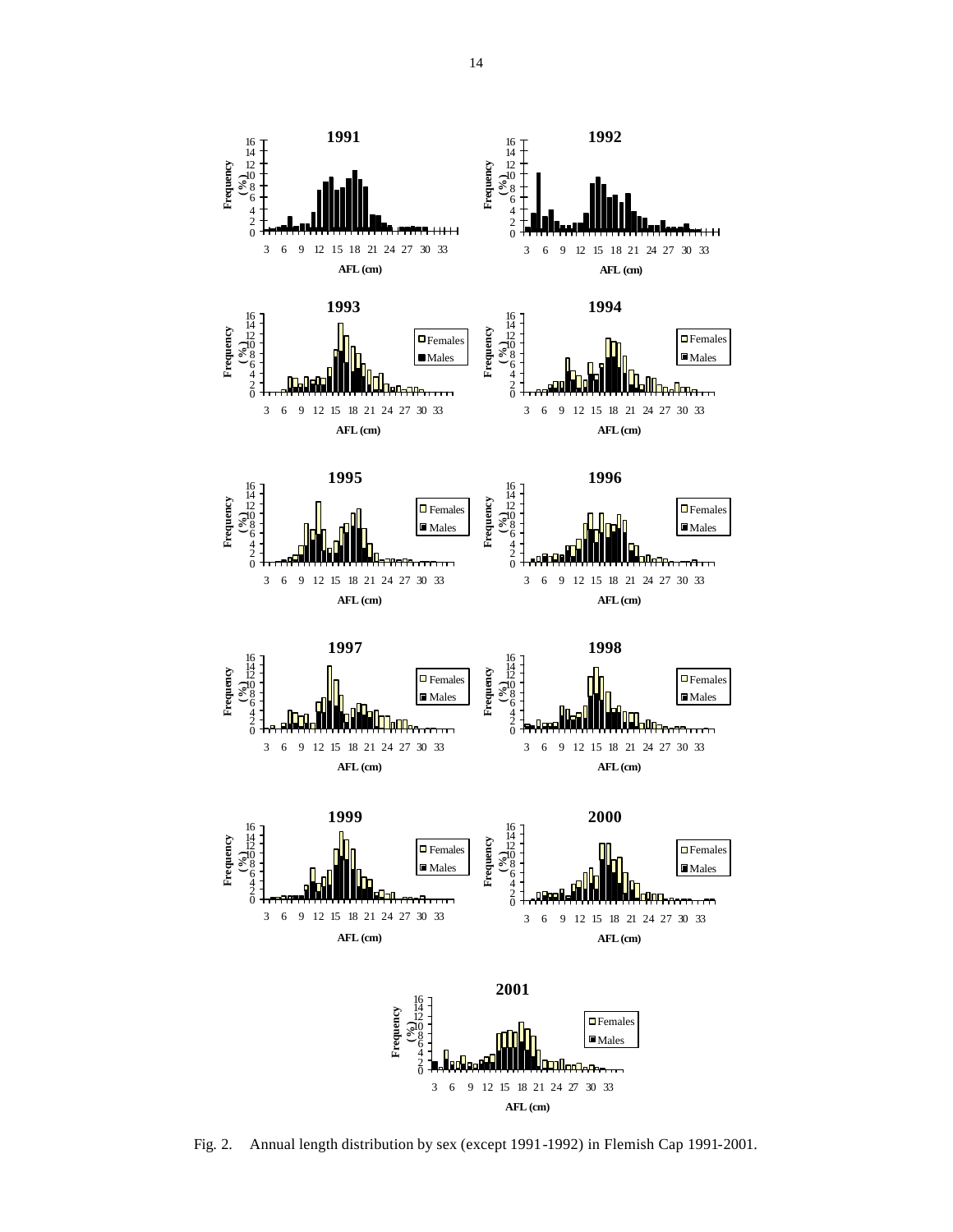1991

Frequency (%)

16 14 12 10 8 6 4 2 0

3 6 9 12 15 18 21 24 27 30 33

AFL (cm)

1992

Frequency (%)

16 14 12 10 8 6 4 2 0

3 6 9 12 15 18 21 24 27 30 33

AFL (cm)

1993

Females

Males

Frequency (%)

AFL (cm)

1994

Females

Males

Frequency (%)

AFL (cm)

1995

Females

Males

Frequency (%)

AFL (cm)

1996

Females

Males

Frequency (%)

AFL (cm)

1997

Females

Males

Frequency (%)

AFL (cm)

1998

Females

Males

Frequency (%)

AFL (cm)

1999

Females

Males

Frequency (%)

AFL (cm)

2000

Females

Males

Frequency (%)

AFL (cm)

2001

Females

Males

Frequency (%)

AFL (cm)

Fig. 2. Annual length distribution by sex (except 1991-1992) in Flemish Cap 1991-2001.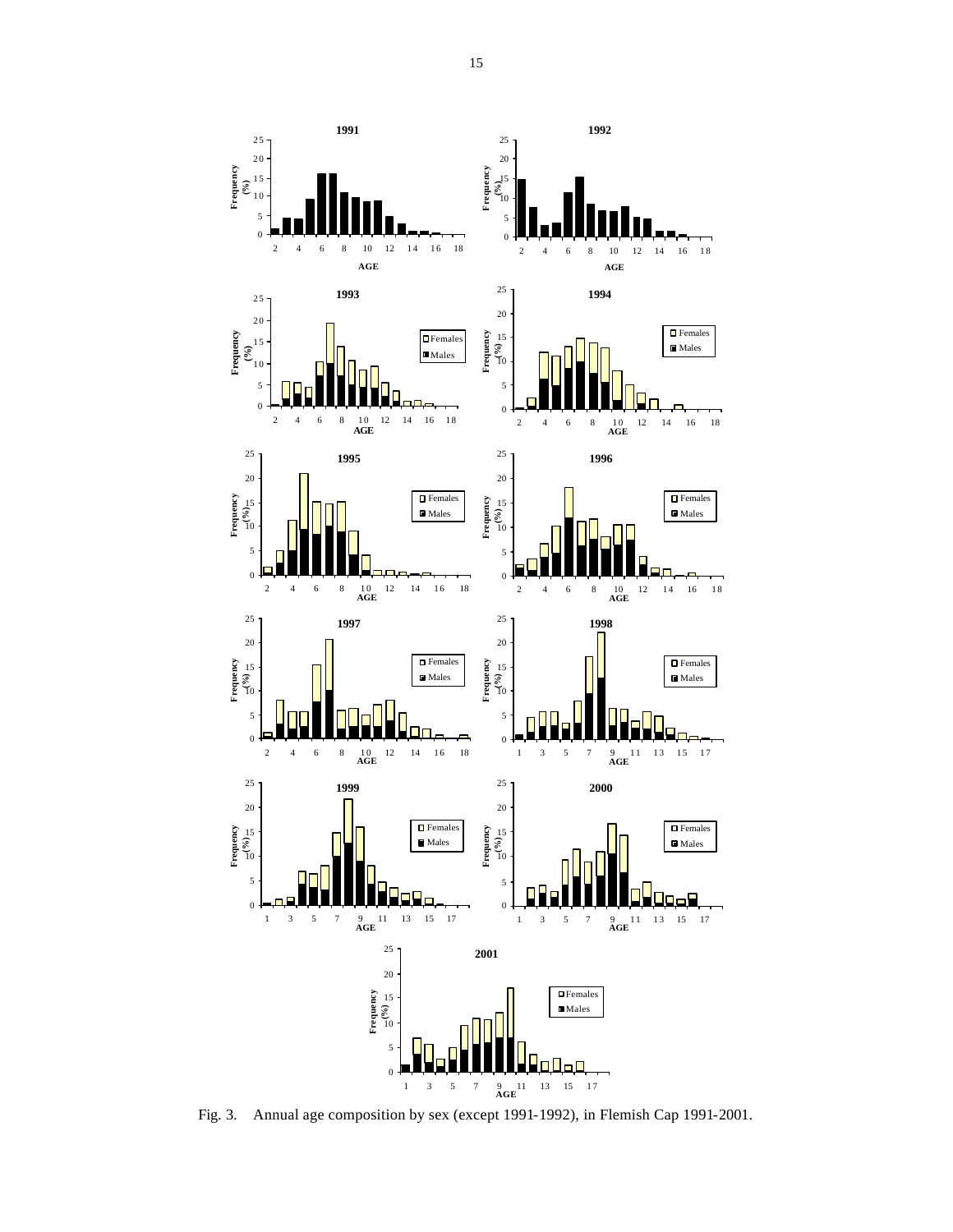1991

Frequency (%)

25
20
15
10
5
0

2 4 6 8 10 12 14 16 18

AGE

1992

Frequency (%)

25
20
15
10
5
0

2 4 6 8 10 12 14 16 18

AGE

1993

Frequency (%)

Females
Males

25
20
15
10
5
0

2 4 6 8 10 12 14 16 18

AGE

1994

Frequency (%)

Females
Males

25
20
15
10
5
0

2 4 6 8 10 12 14 16 18

AGE

1995

Frequency (%)

Females
Males

25
20
15
10
5
0

2 4 6 8 10 12 14 16 18

AGE

1996

Frequency (%)

Females
Males

25
20
15
10
5
0

2 4 6 8 10 12 14 16 18

AGE

1997

Frequency (%)

Females
Males

25
20
15
10
5
0

2 4 6 8 10 12 14 16 18

AGE

1998

Frequency (%)

Females
Males

25
20
15
10
5
0

1 3 5 7 9 11 13 15 17

AGE

1999

Frequency (%)

Females
Males

25
20
15
10
5
0

1 3 5 7 9 11 13 15 17

AGE

2000

Frequency (%)

Females
Males

25
20
15
10
5
0

1 3 5 7 9 11 13 15 17

AGE

2001

Frequency (%)

Females
Males

25
20
15
10
5
0

1 3 5 7 9 11 13 15 17

AGE

Fig. 3. Annual age composition by sex (except 1991-1992), in Flemish Cap 1991-2001.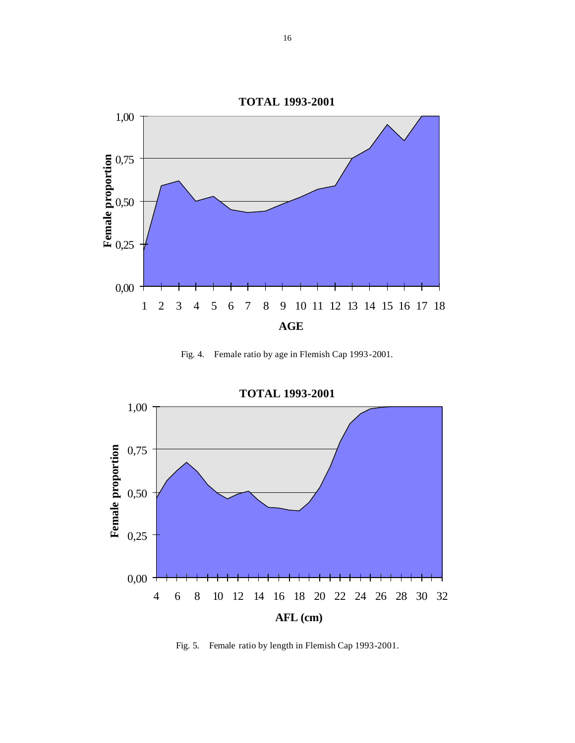TOTAL 1993-2001

Female proportion

1,00
0,75
0,50
0,25
0,00

1 2 3 4 5 6 7 8 9 10 11 12 13 14 15 16 17 18

AGE

Fig. 4. Female ratio by age in Flemish Cap 1993-2001.

TOTAL 1993-2001

Female proportion

1,00
0,75
0,50
0,25
0,00

4 6 8 10 12 14 16 18 20 22 24 26 28 30 32

AFL (cm)

Fig. 5. Female ratio by length in Flemish Cap 1993-2001.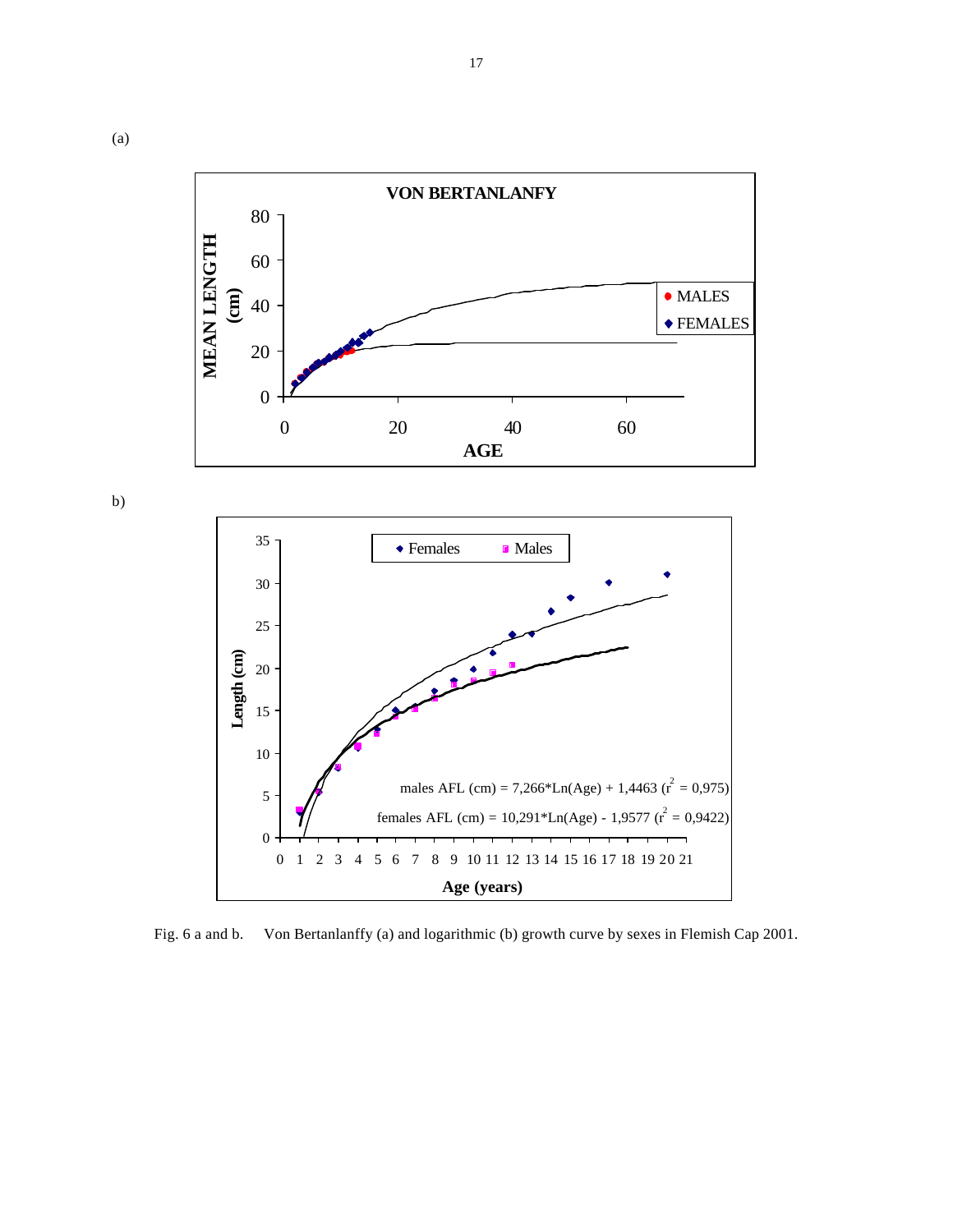(a)

VON BERTANLANFY

MEAN LENGTH (cm)

AGE

80
60
40
20
0

0 20 40 60

MALES
FEMALES

b)

Females Males

Length (cm)

35
30
25
20
15
10
5
0

0 1 2 3 4 5 6 7 8 9 10 11 12 13 14 15 16 17 18 19 20 21

Age (years)

males AFL (cm) = 7,266*Ln(Age) + 1,4463 ($r^2$ = 0,975)

females AFL (cm) = 10,291*Ln(Age) - 1,9577 ($r^2$ = 0,9422)

Fig. 6 a and b. Von Bertanlanffy (a) and logarithmic (b) growth curve by sexes in Flemish Cap 2001.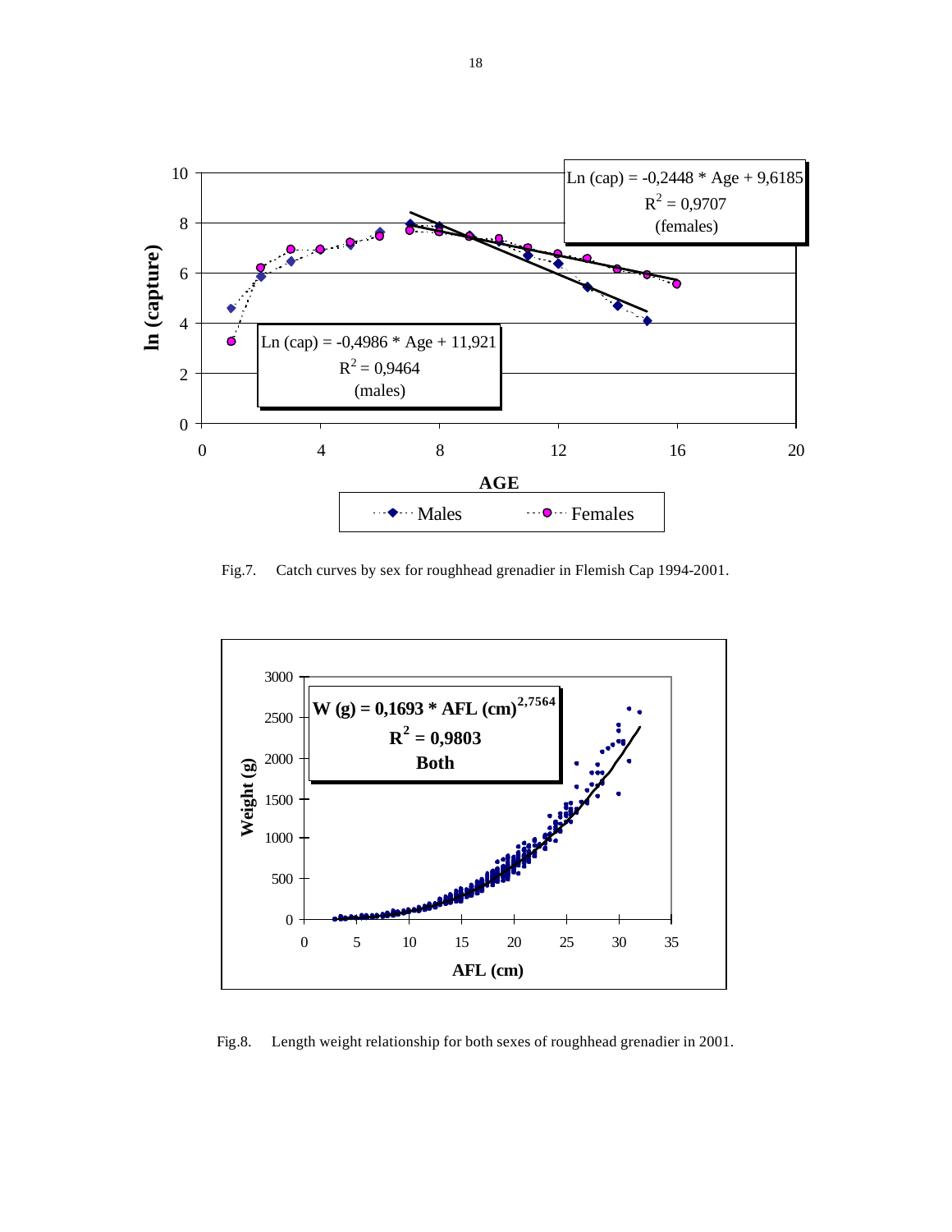Ln (cap) = -0,2448 * Age + 9,6185

$R^2$ = 0,9707

(females)

Ln (cap) = -0,4986 * Age + 11,921

$R^2$ = 0,9464

(males)

ln (capture)

AGE

Males Females

0 2 4 6 8 10

0 4 8 12 16 20

Fig.7. Catch curves by sex for roughhead grenadier in Flemish Cap 1994-2001.

**W (g) = 0,1693 * AFL (cm)$^{2,7564}$**

**$R^2$ = 0,9803**

**Both**

**Weight (g)**

**AFL (cm)**

0 500 1000 1500 2000 2500 3000

0 5 10 15 20 25 30 35

Fig.8. Length weight relationship for both sexes of roughhead grenadier in 2001.